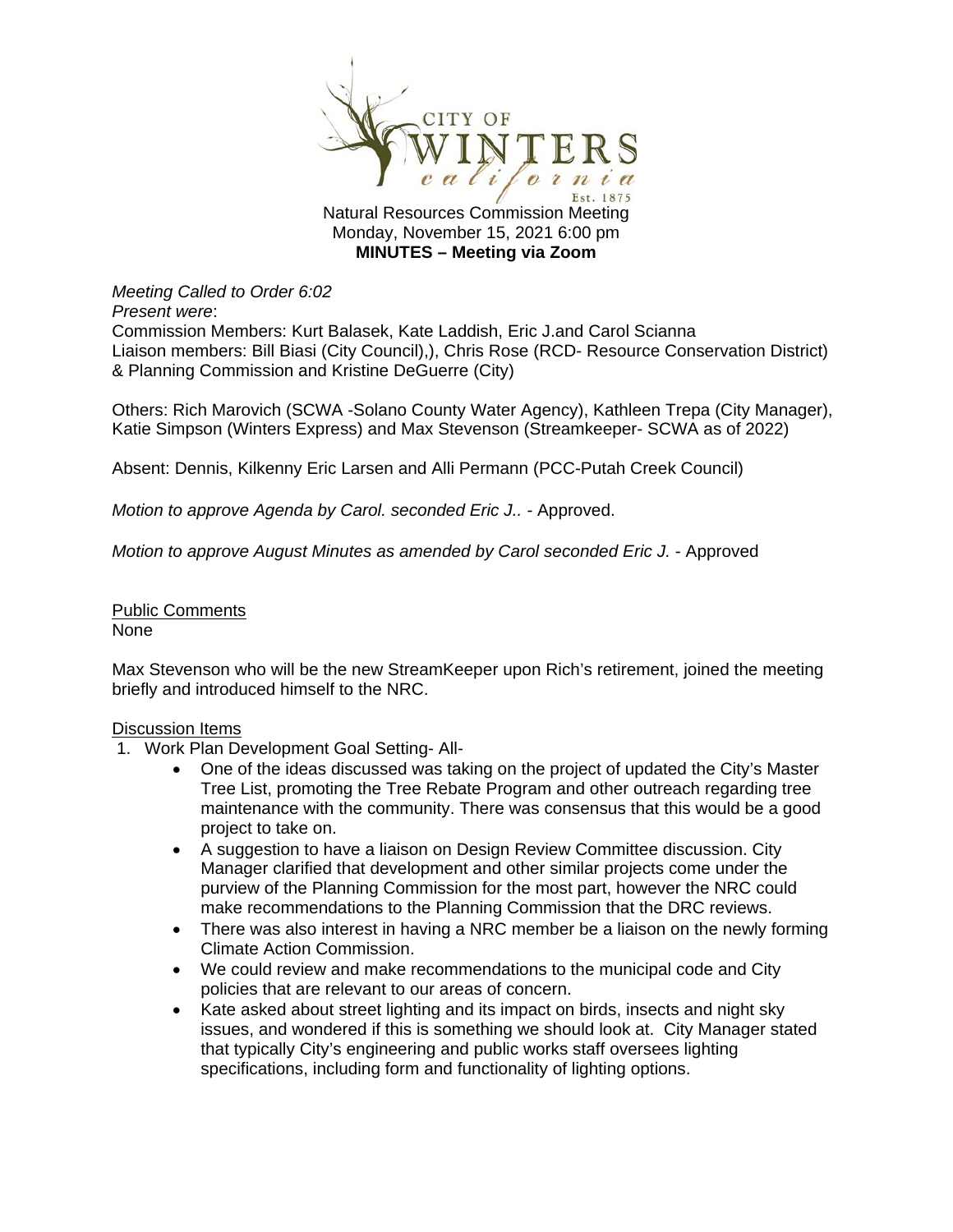CITY OF WINTERS california Est. 1875

Natural Resources Commission Meeting
Monday, November 15, 2021 6:00 pm
**MINUTES – Meeting via Zoom**

*Meeting Called to Order 6:02*
*Present were*:
Commission Members: Kurt Balasek, Kate Laddish, Eric J.and Carol Scianna
Liaison members: Bill Biasi (City Council),), Chris Rose (RCD- Resource Conservation District) & Planning Commission and Kristine DeGuerre (City)

Others: Rich Marovich (SCWA -Solano County Water Agency), Kathleen Trepa (City Manager), Katie Simpson (Winters Express) and Max Stevenson (Streamkeeper- SCWA as of 2022)

Absent: Dennis, Kilkenny Eric Larsen and Alli Permann (PCC-Putah Creek Council)

*Motion to approve Agenda by Carol. seconded Eric J..* - Approved.

*Motion to approve August Minutes as amended by Carol seconded Eric J.* - Approved

Public Comments
None

Max Stevenson who will be the new StreamKeeper upon Rich's retirement, joined the meeting briefly and introduced himself to the NRC.

Discussion Items

1. Work Plan Development Goal Setting- All-
   - One of the ideas discussed was taking on the project of updated the City's Master Tree List, promoting the Tree Rebate Program and other outreach regarding tree maintenance with the community. There was consensus that this would be a good project to take on.
   - A suggestion to have a liaison on Design Review Committee discussion. City Manager clarified that development and other similar projects come under the purview of the Planning Commission for the most part, however the NRC could make recommendations to the Planning Commission that the DRC reviews.
   - There was also interest in having a NRC member be a liaison on the newly forming Climate Action Commission.
   - We could review and make recommendations to the municipal code and City policies that are relevant to our areas of concern.
   - Kate asked about street lighting and its impact on birds, insects and night sky issues, and wondered if this is something we should look at. City Manager stated that typically City's engineering and public works staff oversees lighting specifications, including form and functionality of lighting options.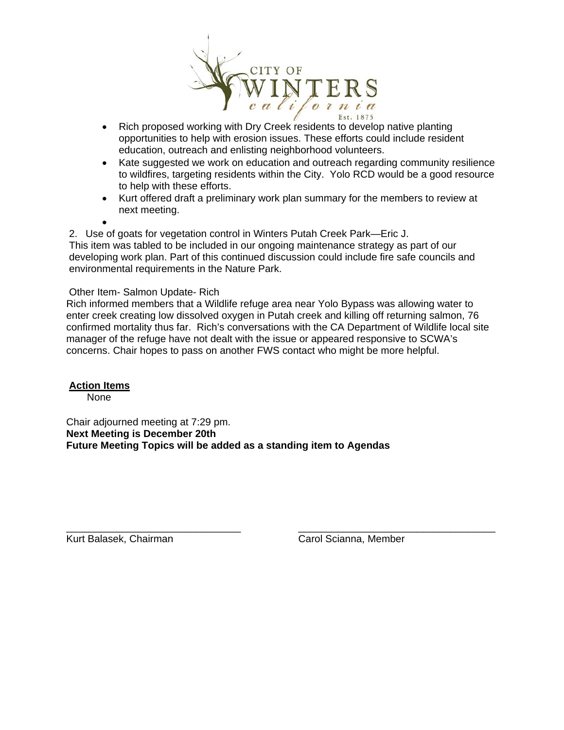- Rich proposed working with Dry Creek residents to develop native planting opportunities to help with erosion issues. These efforts could include resident education, outreach and enlisting neighborhood volunteers.
- Kate suggested we work on education and outreach regarding community resilience to wildfires, targeting residents within the City. Yolo RCD would be a good resource to help with these efforts.
- Kurt offered draft a preliminary work plan summary for the members to review at next meeting.

2. Use of goats for vegetation control in Winters Putah Creek Park—Eric J.
This item was tabled to be included in our ongoing maintenance strategy as part of our developing work plan. Part of this continued discussion could include fire safe councils and environmental requirements in the Nature Park.

Other Item- Salmon Update- Rich
Rich informed members that a Wildlife refuge area near Yolo Bypass was allowing water to enter creek creating low dissolved oxygen in Putah creek and killing off returning salmon, 76 confirmed mortality thus far. Rich's conversations with the CA Department of Wildlife local site manager of the refuge have not dealt with the issue or appeared responsive to SCWA's concerns. Chair hopes to pass on another FWS contact who might be more helpful.

**Action Items**

None

Chair adjourned meeting at 7:29 pm.
**Next Meeting is December 20th**
**Future Meeting Topics will be added as a standing item to Agendas**

_______________________________ Kurt Balasek, Chairman

_______________________________ Carol Scianna, Member